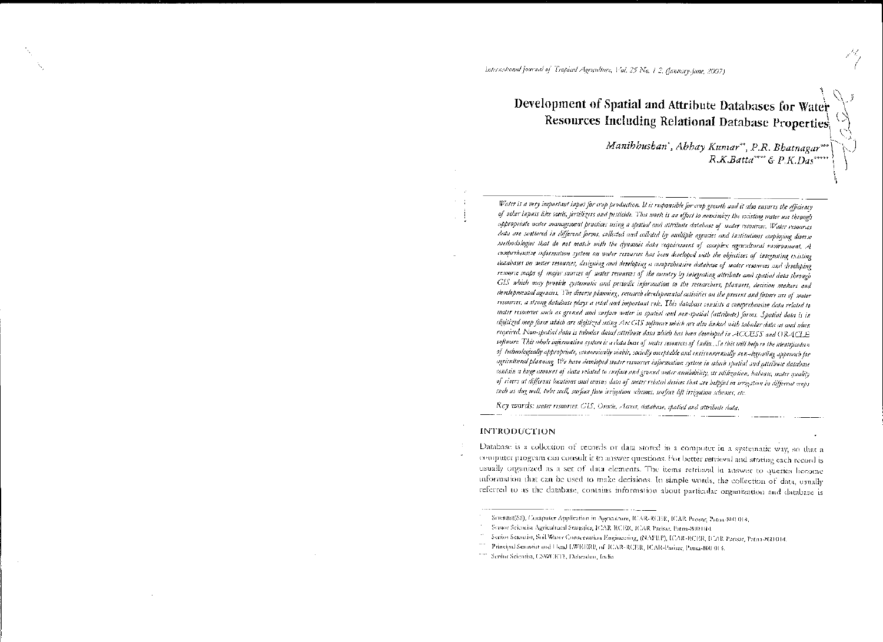# Development of Spatial and Attribute Databases for Water Resources Including Relational Database Properties

*Manibhushan*[*], *Abhay Kumar*[**], *P.R. Bhatnagar*[***], *R.K.Batta*[****] & *P.K.Das*[*****]

*Water is a very important input for crop production. It is responsible for crop growth and it also ensures the efficiency of other inputs like seeds, fertilizers and pesticide. This work is an effort to economize the existing water use through appropriate water management practices using a spatial and attribute database of water resources. Water resources data are scattered in different forms, collected and collated by multiple agencies and institutions employing diverse methodologies that do not match with the dynamic data requirement of complex agricultural environment. A comprehensive information system on water resources has been developed with the objectives of integrating existing databases on water resources, designing and developing a comprehensive database of water resources and developing resource maps of major sources of water resources of the country by integrating attribute and spatial data through GIS which may provide systematic and periodic information to the researchers, planners, decision makers and developmental agencies. The diverse planning, research developmental activities on the present and future use of water resources, a strong database plays a vital and important role. This database consists a comprehensive data related to water resources such as ground and surface water in spatial and non-spatial (attribute) forms. Spatial data is in digitized map form which are digitized using ArcGIS software which are also linked with tabular data as and when required. Non-spatial data is tabular data/attribute data which has been developed in ACCESS and ORACLE software. This whole information system is a data base of water resources of India. So this will help in the identification of technologically appropriate, economically viable, socially acceptable and environmentally non-degrading approach for agricultural planning. We have developed water resources information system in which spatial and attribute database contain a huge amount of data related to surface and ground water availability, its utilization, balance, water quality of rivers at different locations and census data of water related devices that are helpful in irrigation in different crops such as dug well, tube well, surface flow irrigation schemes, surface lift irrigation schemes, etc.*

*Key words: water resources, GIS, Oracle, Access, database, spatial and attribute data.*

## INTRODUCTION

Database is a collection of records or data stored in a computer in a systematic way, so that a computer program can consult it to answer questions. For better retrieval and storing each record is usually organized as a set of data elements. The items retrieval in answer to queries become information that can be used to make decisions. In simple words, the collection of data, usually referred to as the database, contains information about particular organization and database is

---

[*] Scientist(SS), Computer Application in Agriculture, ICAR-RCER, ICAR Parisar, Patna-800 014.

[**] Senior Scientist Agricultural Statistics, ICAR-RCER, ICAR Parisar, Patna-800 014.

[***] Senior Scientist, Soil Water Conservation Engineering, (NAFRP), ICAR-RCER, ICAR Parisar, Patna-800 014.

[****] Principal Scientist and Head LWEERB, of ICAR-RCER, ICAR-Parisar, Patna-800 014.

[*****] Senior Scientist, CSWCRTI, Dehradun, India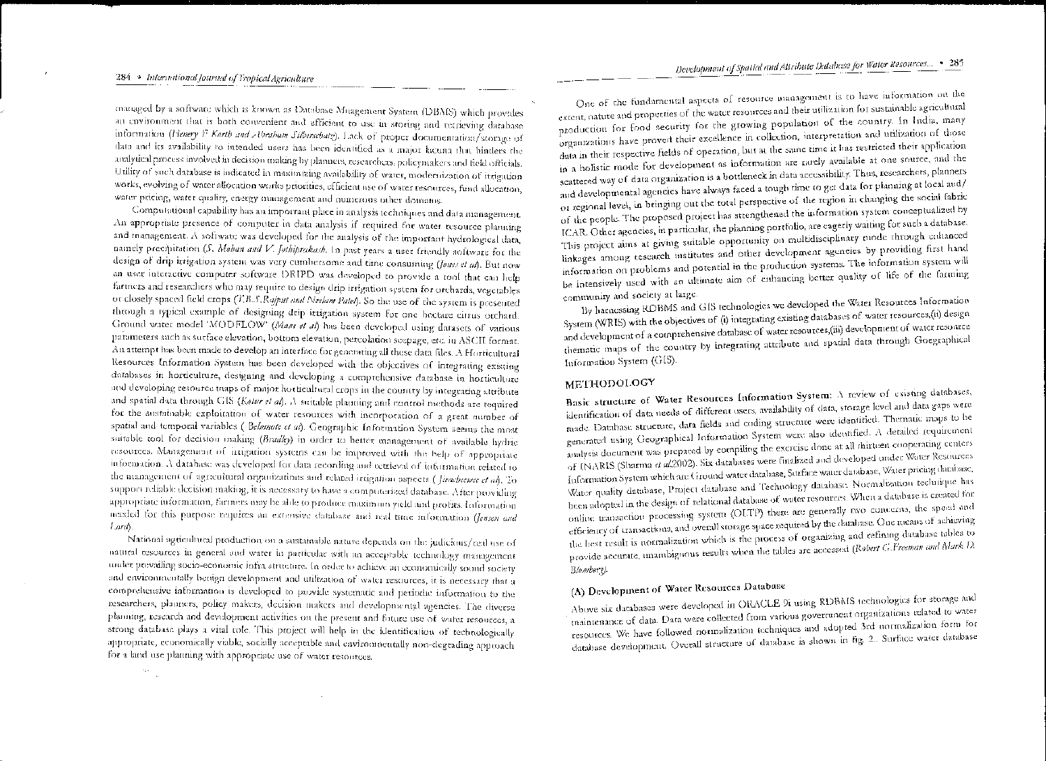managed by a software which is known as Database Management System (DBMS) which provides an environment that is both convenient and efficient to use in storing and retrieving database information (*Henery F Korth and Abraham Silberschatz*). Lack of proper documentation/storage of data and its availability to intended users has been identified as a major lacuna that hinders the analytical process involved in decision making by planners, researchers, policymakers and field officials. Utility of such database is indicated in maximizing availability of water, modernization of irrigation works, evolving of water allocation works priorities, efficient use of water resources, fund allocation, water pricing, water quality, energy management and numerous other domains.

Computational capability has an important place in analysis techniques and data management. An appropriate presence of computer in data analysis if required for water resource planning and management. A software was developed for the analysis of the important hydrological data, namely precipitation (*S. Mohan and V. Jothiprakash*). In past years a user friendly software for the design of drip irrigation system was very cumbersome and time consuming (*Jones et al*). But now an user interactive computer software DRIPD was developed to provide a tool that can help farmers and researchers who may require to design drip irrigation system for orchards, vegetables or closely spaced field crops (*T.B.S.Rajput and Neelam Patel*). So the use of the system is presented through a typical example of designing drip irrigation system for one hectare citrus orchard. Ground water model 'MODFLOW' (*Mani et al*) has been developed using datasets of various parameters such as surface elevation, bottom elevation, percolation seepage, etc. in ASCII format. An attempt has been made to develop an interface for generating all these data files. A Horticultural Resources Information System has been developed with the objectives of integrating existing databases in horticulture, designing and developing a comprehensive database in horticulture and developing resource maps of major horticultural crops in the country by integrating attribute and spatial data through GIS (*Kaur et al*). A suitable planning and control methods are required for the sustainable exploitation of water resources with incorporation of a great number of spatial and temporal variables (*Belmonte et al*). Geographic Information System seems the most suitable tool for decision making (*Bradley*) in order to better management of available hydric resources. Management of irrigation systems can be improved with the help of appropriate information. A database was developed for data recording and retrieval of information related to the management of agricultural organizations and related irrigation aspects (*Jiracheewee et al*). To support reliable decision making, it is necessary to have a computerized database. After providing appropriate information, farmers may be able to produce maximum yield and profits. Information needed for this purpose requires an extensive database and real time information (*Jensen and Lord*).

National agricultural production on a sustainable nature depends on the judicious/ted use of natural resources in general and water in particular with an acceptable technology management under prevailing socio-economic infra structure. In order to achieve an economically sound society and environmentally benign development and utilization of water resources, it is necessary that a comprehensive information is developed to provide systematic and periodic information to the researchers, planners, policy makers, decision makers and developmental agencies. The diverse planning, research and development activities on the present and future use of water resources, a strong database plays a vital role. This project will help in the identification of technologically appropriate, economically viable, socially acceptable and environmentally non-degrading approach for a land use planning with appropriate use of water resources.

One of the fundamental aspects of resource management is to have information on the extent, nature and properties of the water resources and their utilization for sustainable agricultural production for food security for the growing population of the country. In India, many organizations have proved their excellence in collection, interpretation and utilization of those data in their respective fields of operation, but at the same time it has restricted their application in a holistic mode for development as information are rarely available at one source, and the scattered way of data organization is a bottleneck in data accessibility. Thus, researchers, planners and developmental agencies have always faced a tough time to get data for planning at local and/or regional level, in bringing out the total perspective of the region in changing the social fabric of the people. The proposed project has strengthened the information system conceptualized by ICAR. Other agencies, in particular, the planning portfolio, are eagerly waiting for such a database. This project aims at giving suitable opportunity on multidisciplinary mode through enhanced linkages among research institutes and other development agencies by providing first hand information on problems and potential in the production systems. The information system will be intensively used with an ultimate aim of enhancing better quality of life of the farming community and society at large.

By harnessing RDBMS and GIS technologies we developed the Water Resources Information System (WRIS) with the objectives of (i) integrating existing databases of water resources,(ii) design and development of a comprehensive database of water resources,(iii) development of water resource thematic maps of the country by integrating attribute and spatial data through Geographical Information System (GIS).

## METHODOLOGY

**Basic structure of Water Resources Information System:** A review of existing databases, identification of data needs of different users, availability of data, storage level and data gaps were made. Database structure, data fields and coding structure were identified. Thematic maps to be generated using Geographical Information System were also identified. A detailed requirement analysis document was prepared by compiling the exercise done at all thirteen cooperating centers of INARIS (Sharma *et al*2002). Six databases were finalized and developed under Water Resources Information System which are Ground water database, Surface water database, Water pricing database, Water quality database, Project database and Technology database. Normalization technique has been adopted in the design of relational database of water resources. When a database is created for online transaction processing system (OLTP) there are generally two concerns, the speed and efficiency of transactions, and overall storage space required by the database. One means of achieving the best result is normalization which is the process of organizing and refining database tables to provide accurate, unambiguous results when the tables are accessed (*Robert G.Freeman and Mark D. Blomberg*).

### (A) Development of Water Resources Database

Above six databases were developed in ORACLE 9i using RDBMS technologies for storage and maintenance of data. Data were collected from various government organizations related to water resources. We have followed normalization techniques and adopted 3rd normalization form for database development. Overall structure of database is shown in fig 2.. Surface water database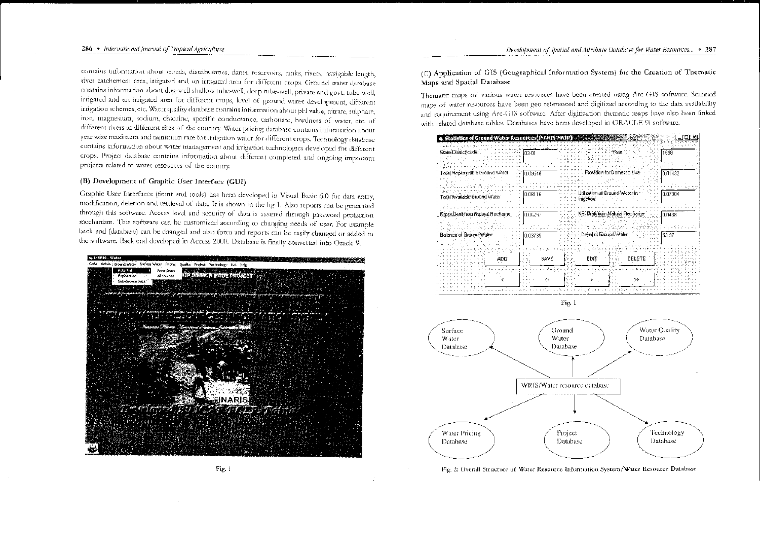contains information about canals, distributaries, dams, reservoirs, tanks, rivers, navigable length, river catchement area, irrigated and un irrigated area for different crops. Ground water database contains information about dug-well shallow tube-well, deep tube-well, private and govt. tube-well, irrigated and un irrigated area for different crops, level of ground water development, different irrigation schemes, etc. Water quality database contains information about pH value, nitrate, sulphate, iron, magnesium, sodium, chlorine, specific conductance, carbonate, hardness of water, etc. of different rivers at different sites of the country. Water pricing database contains information about year wise maximum and minimum rate for irrigation water for different crops. Technology database contains information about water management and irrigation technologies developed for different crops. Project database contains information about different completed and ongoing important projects related to water resources of the country.

### (B) Development of Graphic User Interface (GUI)

Graphic User Interfaces (front end tools) has been developed in Visual Basic 6.0 for data entry, modification, deletion and retrieval of data. It is shown in the fig-1. Also reports can be generated through this software. Access level and security of data is assured through password protection mechanism. This software can be customized according to changing needs of user. For example back end (database) can be changed and also form and reports can be easily changed or added to the software. Back end developed in Access 2000. Database is finally converted into Oracle 9i

Fig. 1

### (C) Application of GIS (Geographical Information System) for the Creation of Thematic Maps and Spatial Database

Thematic maps of various water resources have been created using Arc GIS software. Scanned maps of water resources have been geo referenced and digitized according to the data availability and requirement using Arc-GIS software. After digitization thematic maps have also been linked with related database tables. Databases have been developed in ORACLE 9i software.

Fig. 1

Fig. 2: Overall Structure of Water Resource Information System/Water Resource Database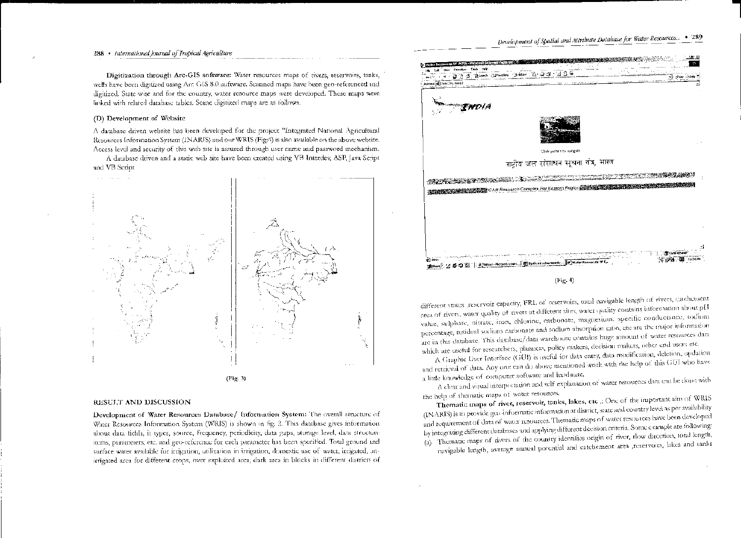**Digitization through Arc-GIS software:** Water resources maps of rivers, reservoirs, tanks, wells have been digitized using Arc GIS 8.0 software. Scanned maps have been geo-referenced and digitized. State-wise and for the country, water resource maps were developed. These maps were linked with related database tables. Some digitized maps are as follows.

### (D) Development of Website

A database driven website has been developed for the project "Integrated National Agricultural Resources Information System (INARIS) and our WRIS (Fig-4) is also available on the above website. Access level and security of this web site is assured through user name and password mechanism.

A database driven and a static web site have been created using VB Interdev, ASP, Java Script and VB Script

(Fig. 3)

## RESULT AND DISCUSSION

**Development of Water Resources Database/ Information System:** The overall structure of Water Resources Information System (WRIS) is shown in fig. 2. This database gives information about data fields, it types, source, frequency, periodicity, data gaps, storage level, data structure items, parameters, etc. and geo-reference for each parameter has been specified. Total ground and surface water available for irrigation, utilization in irrigation, domestic use of water, irrigated, un-irrigated area for different crops, over exploited area, dark area in blocks in different districts of

INDIA

Click picture to navigate

राष्ट्रीय जल संसाधन सूचना तंत्र, भारत

ICAR Research Complex For Eastern Region

(Fig. 4)

different states reservoir capacity, FRL of reservoirs, total navigable length of rivers, catchment area of rivers, water quality of rivers at different sites, water quality contains information about pH value, sulphate, nitrate, iron, chlorine, carbonate, magnesium, specific conductance, sodium percentage, residual sodium carbonate and sodium absorption ratio, etc are the major information are in this database. This database/data warehouse contains huge amount of water resources data which are useful for researchers, planners, policy makers, decision makers, other end users etc.

A Graphic User Interface (GUI) is useful for data entry, data modification, deletion, updation and retrieval of data. Any one can do above mentioned work with the help of this GUI who have a little knowledge of computer software and hardware.

A clear and visual interpretation and self explanation of water resources data can be done with the help of thematic maps of water resources.

**Thematic maps of river, reservoir, tanks, lakes, etc .:** One of the important aim of WRIS (INARIS) is to provide geo-informatic information at district, state and country level as per availability and requirement of data of water resources. Thematic maps of water resources have been developed by integrating different databases and applying different decision criteria. Some example are following:

(a) Thematic maps of rivers of the country identifies origin of river, flow direction, total length, navigable length, average annual potential and catchement area ,reservoirs, lakes and tanks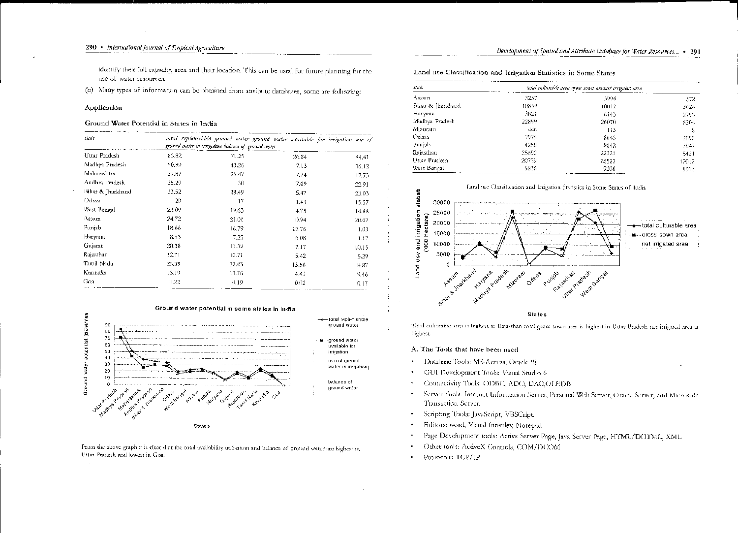identify their full capacity, area and their location. This can be used for future planning for the use of water resources.

(b) Many types of information can be obtained from attribute databases, some are following:

### Application

#### Ground Water Potential in States in India

| state | total replenishible ground water | ground water available for irrigation | use of ground water in irrigation | balance of ground water |
|---|---|---|---|---|
| Uttar Pradesh | 83.82 | 71.25 | 26.84 | 44.41 |
| Madhya Pradesh | 50.89 | 43.26 | 7.13 | 36.12 |
| Maharashtra | 37.87 | 25.47 | 7.74 | 17.73 |
| Andhra Pradesh | 35.29 | 30 | 7.09 | 22.91 |
| Bihar & Jharkhand | 33.52 | 28.49 | 5.47 | 23.03 |
| Orissa | 20 | 17 | 1.43 | 15.57 |
| West Bengal | 23.09 | 19.63 | 4.75 | 14.88 |
| Assam | 24.72 | 21.01 | 0.94 | 20.07 |
| Punjab | 18.66 | 16.79 | 15.76 | 1.03 |
| Haryana | 8.53 | 7.25 | 6.08 | 1.17 |
| Gujarat | 20.38 | 17.32 | 7.17 | 10.15 |
| Rajasthan | 12.71 | 10.71 | 5.42 | 5.29 |
| Tamil Nadu | 26.39 | 22.43 | 13.56 | 8.87 |
| Karnatka | 16.19 | 13.76 | 4.43 | 9.46 |
| Goa | 0.22 | 0.19 | 0.02 | 0.17 |

From the above graph it is clear that the total availability utilisation and balance of ground water are highest in Uttar Pradesh and lowest in Goa.

#### Land use Classification and Irrigation Statistics in Some States

| state | total culturable area | gross sown area | net irrigated area |
|---|---|---|---|
| Assam | 3257 | 3994 | 572 |
| Bihar & Jharkhand | 10859 | 10012 | 3624 |
| Haryana | 3821 | 6143 | 2793 |
| Madhya Pradesh | 22899 | 26070 | 6304 |
| Mizoram | 446 | 113 | 8 |
| Orissa | 7975 | 8645 | 2090 |
| Punjab | 4250 | 8042 | 3847 |
| Rajasthan | 25692 | 22325 | 5421 |
| Uttar Pradesh | 20739 | 26522 | 12012 |
| West Bengal | 5836 | 9208 | 1911 |

Total culturable area is highest in Rajasthan total gross sown area is highest in Uttar Pradesh net irrigated area is highest.

### A. The Tools that have been used

- Database Tools: MS-Access, Oracle 9i
- GUI Development Tools: Visual Studio 6
- Connectivity Tools: ODBC, ADO, DAO,OLEDB
- Server Tools: Internet Information Server, Personal Web Server, Oracle Server, and Microsoft Transaction Server.
- Scripting Tools: JavaScript, VBSCript.
- Editors: word, Visual Interdev, Notepad
- Page Development tools: Active Server Page, Java Server Page, HTML/DHTML, XML
- Other tools: ActiveX Controls, COM/DCOM
- Protocols: TCP/IP.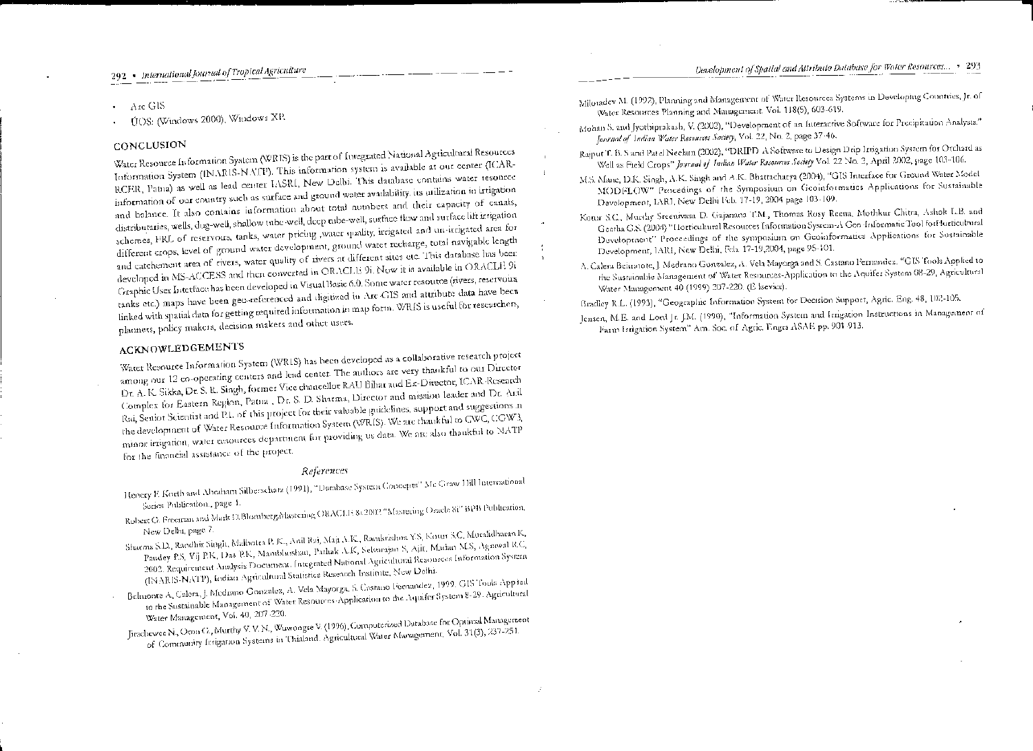- Arc GIS
- UOS: (Windows 2000), Windows XP.

## CONCLUSION

Water Resource Information System (WRIS) is the part of Integrated National Agricultural Resources Information System (INARIS-NATP). This information system is available at our center (ICAR-RCER, Patna) as well as lead center IASRI, New Delhi. This database contains water resource information of our country such as surface and ground water availability, its utilization in irrigation and balance. It also contains information about total numbers and their capacity of canals, distributaries, wells, dug-well, shallow tube-well, deep tube-well, surface flow and surface lift irrigation schemes, FRL of reservoirs, tanks, water pricing ,water quality, irrigated and un-irrigated area for different crops, level of ground water development, ground water recharge, total navigable length and catchment area of rivers, water quality of rivers at different sites etc. This database has been developed in MS-ACCESS and then converted in ORACLE 9i. Now it is available in ORACLE 9i. Graphic User Interface has been developed in Visual Basic 6.0. Some water resource (rivers, reservoirs, tanks etc.) maps have been geo-referenced and digitized in Arc-GIS and attribute data have been linked with spatial data for getting required information in map form. WRIS is useful for researchers, planners, policy makers, decision makers and other users.

## ACKNOWLEDGEMENTS

Water Resource Information System (WRIS) has been developed as a collaborative research project among our 12 co-operating centers and lead center. The authors are very thankful to our Director Dr. A. K. Sikka, Dr. S. R. Singh, former Vice chancellor RAU Bihar and Ex-Director, ICAR Research Complex for Eastern Region, Patna , Dr. S. D. Sharma, Director and mission leader and Dr. Anil Rai, Senior Scientist and P.I. of this project for their valuable guidelines, support and suggestions in the development of Water Resource Information System (WRIS). We are thankful to CWC, CGWB, minor irrigation, water resources department for providing us data. We are also thankful to NATP for the financial assistance of the project.

### *References*

Henery F. Korth and Abraham Silberschatz (1991), "Database System Concepts" Mc Graw Hill International Series Publication., page 1.

Robert G. Freeman and Mark D. Blomberg,Mastering ORACLE 8i 2002 "Mastering Oracle 8i" BPB Publication, New Delhi, page 7.

Sharma S.D., Randhir Singh, Malhotra P. K., Anil Rai, Maji A.K., Ramkrishna Y.S, Kotur S.C, Muralidharan K, Pandey P.S, Vij P.K, Das P.K, Mambhushan, Pathak A.K, Sekarajan S, Ajit, Madan M.S, Agarwal R.C, 2002. Requirement Analysis Document. Integrated National Agricultural Resources Information System (INARIS-NATP), Indian Agricultural Statistics Research Institute, New Delhi.

Belmonte A, Calera, J. Medrano Gonzalez, A. Vela Mayorga, S. Castano Fernandez, 1999. GIS Tools Applied to the Sustainable Management of Water Resources-Application to the Aquifer System 8-29. Agricultural Water Management, Vol. 40, 207-220.

Jirachewee N., Oron G., Murthy V. V. N., Wuwongse V. (1996), Computerized Database for Optimal Management of Community Irrigation Systems in Thailand. Agricultural Water Management, Vol. 31(3), 237-251.

Miloradev M. (1992), Planning and Management of Water Resources Systems in Developing Countries, Jr. of Water Resources Planning and Management. Vol. 118(6), 603-619.

Mohan S. and Jyothiprakash, V. (2002), "Development of an Interactive Software for Precipitation Analysis." *Journal of Indian Water Resources Society*, Vol. 22, No. 2, page 37-46.

Rajput T. B. S and Patel Neelam (2002), "DRIPD A Software to Design Drip Irrigation System for Orchard as Well as Field Crops" *Journal of Indian Water Resources Society* Vol. 22 No. 2, April 2002, page 103-106.

M.S. Mane, D.K. Singh, A.K. Singh and A.K. Bhattacharya (2004), "GIS Interface for Ground Water Model MODFLOW" Proceedings of the Symposium on Geoinformatics Applications for Sustainable Development, IARI, New Delhi Feb. 17-19, 2004 page 103-109.

Kotur S.C., Murthy Sreenivasa D. Gajanana T.M., Thomas Rosy Reena, Mothkur Chitra, Ashok L.B. and Geetha G.S. (2004) "Horticultural Resources Information System-A Geo-Informatic Tool forHorticultural Development" Proceedings of the symposium on Geoinformatics Applications for Sustainable Development, IARI, New Delhi, Feb. 17-19,2004, page 95-101.

A. Calera Belmonte, J. Medrano Gonzalez, A. Vela Mayorga and S. Castano Fernandez. "GIS Tools Applied to the Sustainable Management of Water Resources-Application to the Aquifer System 08-29, Agricultural Water Management 40 (1999) 207-220. (Elsevier).

Bradley R.L. (1993), "Geographic Information System for Decision Support, Agric. Eng. 48, 102-105.

Jensen, M.E. and Lord Jr. J.M. (1990), "Information System and Irrigation Instructions in Management of Farm Irrigation System" Am. Soc. of Agric. Engrs ASAE pp. 901-913.